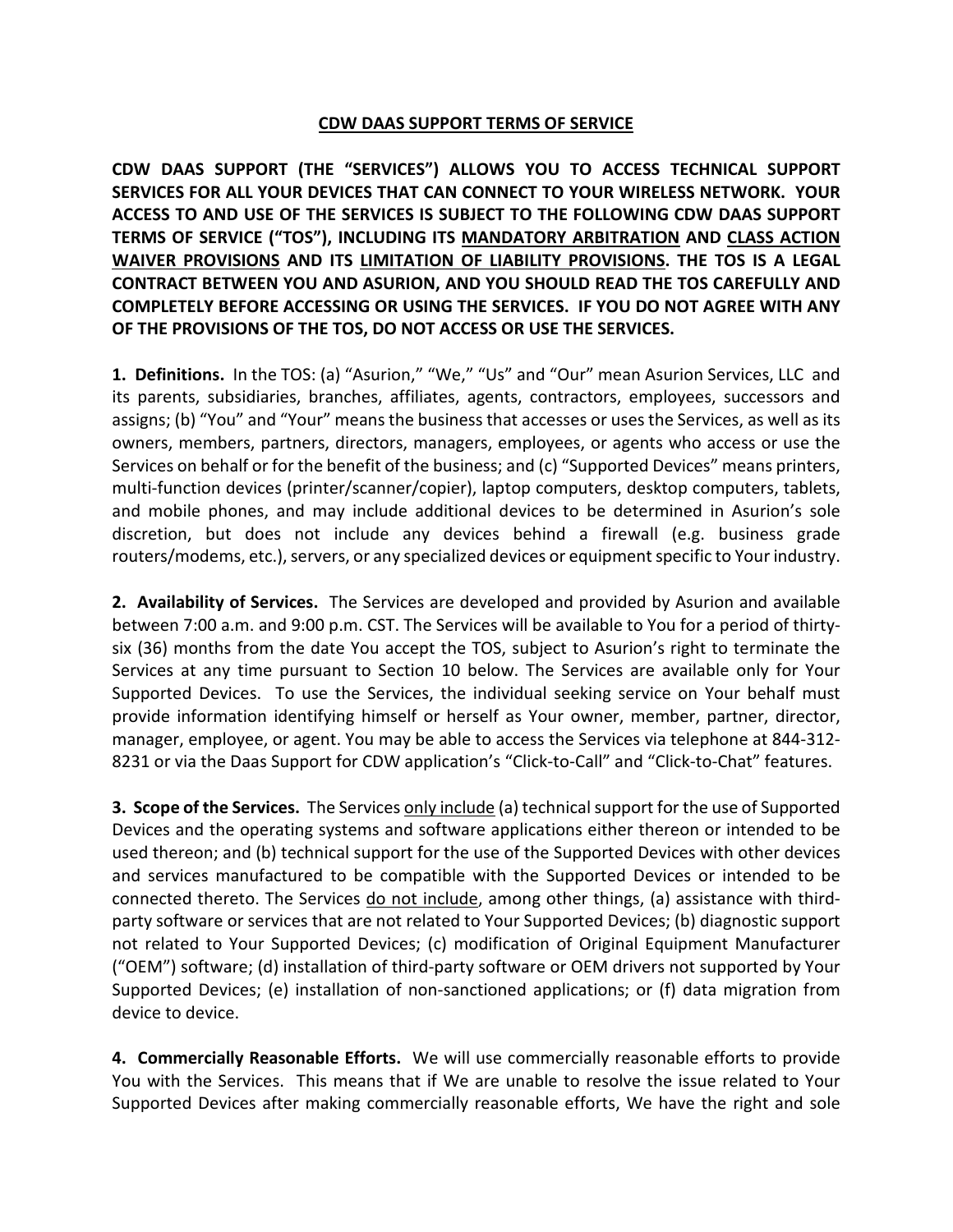# CDW DAAS SUPPORT TERMS OF SERVICE

**CDW DAAS SUPPORT (THE "SERVICES") ALLOWS YOU TO ACCESS TECHNICAL SUPPORT SERVICES FOR ALL YOUR DEVICES THAT CAN CONNECT TO YOUR WIRELESS NETWORK. YOUR ACCESS TO AND USE OF THE SERVICES IS SUBJECT TO THE FOLLOWING CDW DAAS SUPPORT TERMS OF SERVICE ("TOS"), INCLUDING ITS MANDATORY ARBITRATION AND CLASS ACTION WAIVER PROVISIONS AND ITS LIMITATION OF LIABILITY PROVISIONS. THE TOS IS A LEGAL CONTRACT BETWEEN YOU AND ASURION, AND YOU SHOULD READ THE TOS CAREFULLY AND COMPLETELY BEFORE ACCESSING OR USING THE SERVICES. IF YOU DO NOT AGREE WITH ANY OF THE PROVISIONS OF THE TOS, DO NOT ACCESS OR USE THE SERVICES.**

**1. Definitions.** In the TOS: (a) "Asurion," "We," "Us" and "Our" mean Asurion Services, LLC and its parents, subsidiaries, branches, affiliates, agents, contractors, employees, successors and assigns; (b) "You" and "Your" means the business that accesses or uses the Services, as well as its owners, members, partners, directors, managers, employees, or agents who access or use the Services on behalf or for the benefit of the business; and (c) "Supported Devices" means printers, multi-function devices (printer/scanner/copier), laptop computers, desktop computers, tablets, and mobile phones, and may include additional devices to be determined in Asurion's sole discretion, but does not include any devices behind a firewall (e.g. business grade routers/modems, etc.), servers, or any specialized devices or equipment specific to Your industry.

**2. Availability of Services.** The Services are developed and provided by Asurion and available between 7:00 a.m. and 9:00 p.m. CST. The Services will be available to You for a period of thirty-six (36) months from the date You accept the TOS, subject to Asurion's right to terminate the Services at any time pursuant to Section 10 below. The Services are available only for Your Supported Devices. To use the Services, the individual seeking service on Your behalf must provide information identifying himself or herself as Your owner, member, partner, director, manager, employee, or agent. You may be able to access the Services via telephone at 844-312-8231 or via the Daas Support for CDW application's "Click-to-Call" and "Click-to-Chat" features.

**3. Scope of the Services.** The Services only include (a) technical support for the use of Supported Devices and the operating systems and software applications either thereon or intended to be used thereon; and (b) technical support for the use of the Supported Devices with other devices and services manufactured to be compatible with the Supported Devices or intended to be connected thereto. The Services do not include, among other things, (a) assistance with third-party software or services that are not related to Your Supported Devices; (b) diagnostic support not related to Your Supported Devices; (c) modification of Original Equipment Manufacturer ("OEM") software; (d) installation of third-party software or OEM drivers not supported by Your Supported Devices; (e) installation of non-sanctioned applications; or (f) data migration from device to device.

**4. Commercially Reasonable Efforts.** We will use commercially reasonable efforts to provide You with the Services. This means that if We are unable to resolve the issue related to Your Supported Devices after making commercially reasonable efforts, We have the right and sole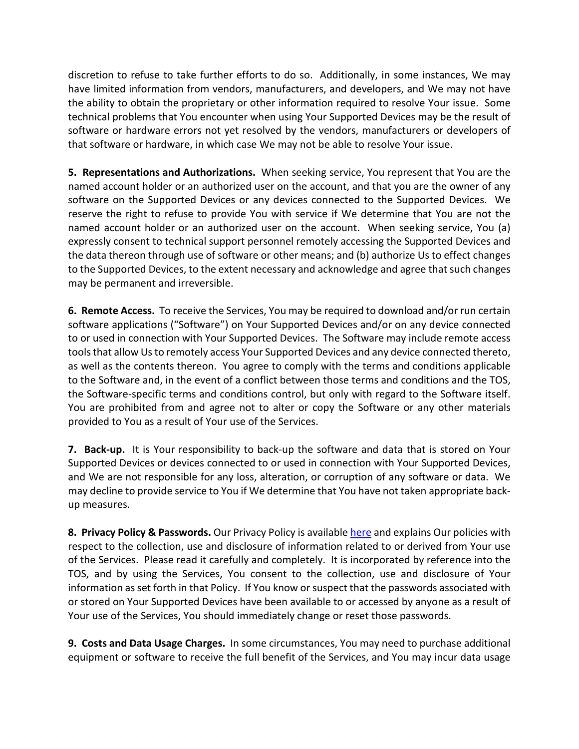discretion to refuse to take further efforts to do so. Additionally, in some instances, We may have limited information from vendors, manufacturers, and developers, and We may not have the ability to obtain the proprietary or other information required to resolve Your issue. Some technical problems that You encounter when using Your Supported Devices may be the result of software or hardware errors not yet resolved by the vendors, manufacturers or developers of that software or hardware, in which case We may not be able to resolve Your issue.

**5. Representations and Authorizations.** When seeking service, You represent that You are the named account holder or an authorized user on the account, and that you are the owner of any software on the Supported Devices or any devices connected to the Supported Devices. We reserve the right to refuse to provide You with service if We determine that You are not the named account holder or an authorized user on the account. When seeking service, You (a) expressly consent to technical support personnel remotely accessing the Supported Devices and the data thereon through use of software or other means; and (b) authorize Us to effect changes to the Supported Devices, to the extent necessary and acknowledge and agree that such changes may be permanent and irreversible.

**6. Remote Access.** To receive the Services, You may be required to download and/or run certain software applications ("Software") on Your Supported Devices and/or on any device connected to or used in connection with Your Supported Devices. The Software may include remote access tools that allow Us to remotely access Your Supported Devices and any device connected thereto, as well as the contents thereon. You agree to comply with the terms and conditions applicable to the Software and, in the event of a conflict between those terms and conditions and the TOS, the Software-specific terms and conditions control, but only with regard to the Software itself. You are prohibited from and agree not to alter or copy the Software or any other materials provided to You as a result of Your use of the Services.

**7. Back-up.** It is Your responsibility to back-up the software and data that is stored on Your Supported Devices or devices connected to or used in connection with Your Supported Devices, and We are not responsible for any loss, alteration, or corruption of any software or data. We may decline to provide service to You if We determine that You have not taken appropriate back-up measures.

**8. Privacy Policy & Passwords.** Our Privacy Policy is available here and explains Our policies with respect to the collection, use and disclosure of information related to or derived from Your use of the Services. Please read it carefully and completely. It is incorporated by reference into the TOS, and by using the Services, You consent to the collection, use and disclosure of Your information as set forth in that Policy. If You know or suspect that the passwords associated with or stored on Your Supported Devices have been available to or accessed by anyone as a result of Your use of the Services, You should immediately change or reset those passwords.

**9. Costs and Data Usage Charges.** In some circumstances, You may need to purchase additional equipment or software to receive the full benefit of the Services, and You may incur data usage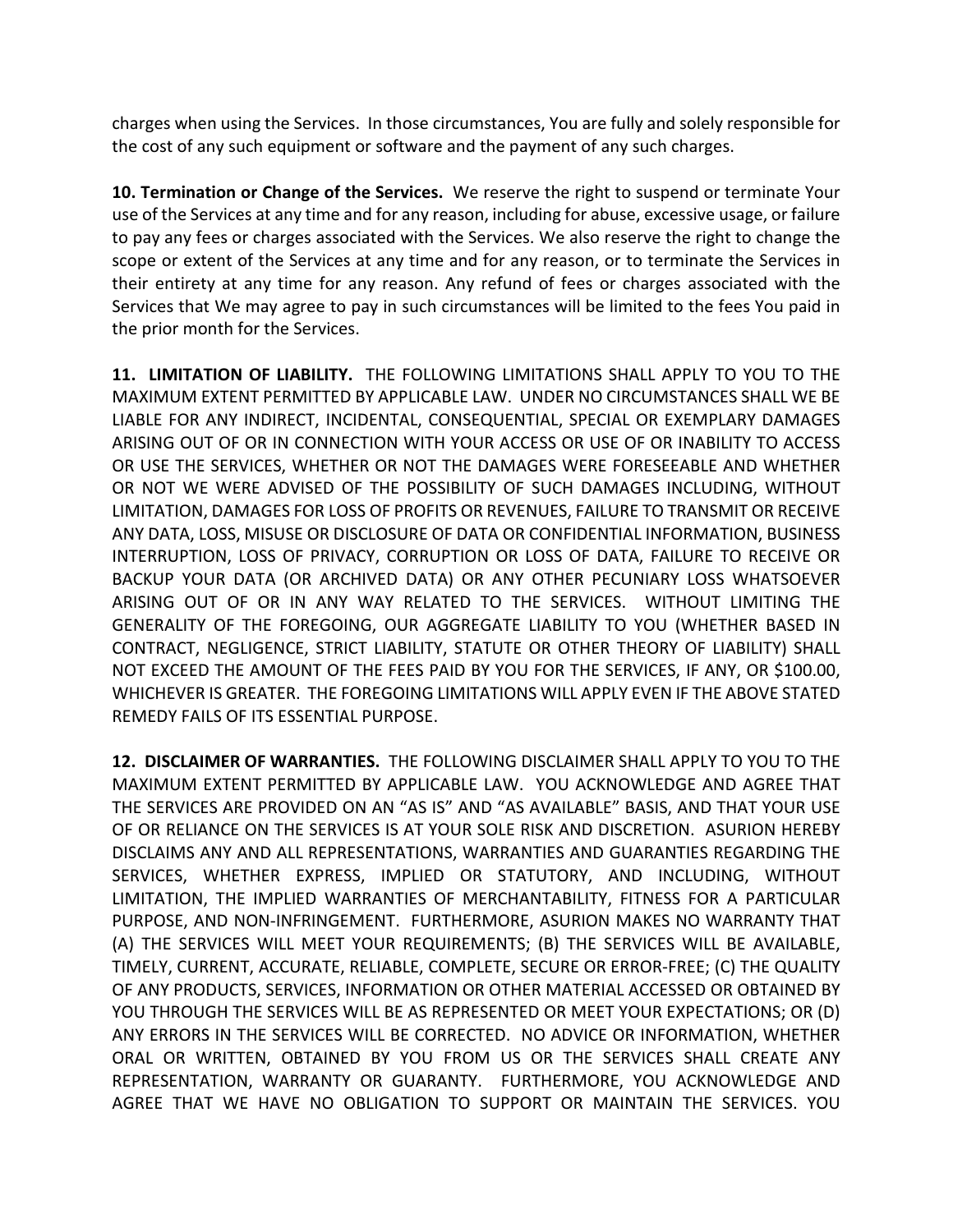charges when using the Services. In those circumstances, You are fully and solely responsible for the cost of any such equipment or software and the payment of any such charges.

**10. Termination or Change of the Services.** We reserve the right to suspend or terminate Your use of the Services at any time and for any reason, including for abuse, excessive usage, or failure to pay any fees or charges associated with the Services. We also reserve the right to change the scope or extent of the Services at any time and for any reason, or to terminate the Services in their entirety at any time for any reason. Any refund of fees or charges associated with the Services that We may agree to pay in such circumstances will be limited to the fees You paid in the prior month for the Services.

**11. LIMITATION OF LIABILITY.** THE FOLLOWING LIMITATIONS SHALL APPLY TO YOU TO THE MAXIMUM EXTENT PERMITTED BY APPLICABLE LAW. UNDER NO CIRCUMSTANCES SHALL WE BE LIABLE FOR ANY INDIRECT, INCIDENTAL, CONSEQUENTIAL, SPECIAL OR EXEMPLARY DAMAGES ARISING OUT OF OR IN CONNECTION WITH YOUR ACCESS OR USE OF OR INABILITY TO ACCESS OR USE THE SERVICES, WHETHER OR NOT THE DAMAGES WERE FORESEEABLE AND WHETHER OR NOT WE WERE ADVISED OF THE POSSIBILITY OF SUCH DAMAGES INCLUDING, WITHOUT LIMITATION, DAMAGES FOR LOSS OF PROFITS OR REVENUES, FAILURE TO TRANSMIT OR RECEIVE ANY DATA, LOSS, MISUSE OR DISCLOSURE OF DATA OR CONFIDENTIAL INFORMATION, BUSINESS INTERRUPTION, LOSS OF PRIVACY, CORRUPTION OR LOSS OF DATA, FAILURE TO RECEIVE OR BACKUP YOUR DATA (OR ARCHIVED DATA) OR ANY OTHER PECUNIARY LOSS WHATSOEVER ARISING OUT OF OR IN ANY WAY RELATED TO THE SERVICES. WITHOUT LIMITING THE GENERALITY OF THE FOREGOING, OUR AGGREGATE LIABILITY TO YOU (WHETHER BASED IN CONTRACT, NEGLIGENCE, STRICT LIABILITY, STATUTE OR OTHER THEORY OF LIABILITY) SHALL NOT EXCEED THE AMOUNT OF THE FEES PAID BY YOU FOR THE SERVICES, IF ANY, OR $100.00, WHICHEVER IS GREATER. THE FOREGOING LIMITATIONS WILL APPLY EVEN IF THE ABOVE STATED REMEDY FAILS OF ITS ESSENTIAL PURPOSE.

**12. DISCLAIMER OF WARRANTIES.** THE FOLLOWING DISCLAIMER SHALL APPLY TO YOU TO THE MAXIMUM EXTENT PERMITTED BY APPLICABLE LAW. YOU ACKNOWLEDGE AND AGREE THAT THE SERVICES ARE PROVIDED ON AN "AS IS" AND "AS AVAILABLE" BASIS, AND THAT YOUR USE OF OR RELIANCE ON THE SERVICES IS AT YOUR SOLE RISK AND DISCRETION. ASURION HEREBY DISCLAIMS ANY AND ALL REPRESENTATIONS, WARRANTIES AND GUARANTIES REGARDING THE SERVICES, WHETHER EXPRESS, IMPLIED OR STATUTORY, AND INCLUDING, WITHOUT LIMITATION, THE IMPLIED WARRANTIES OF MERCHANTABILITY, FITNESS FOR A PARTICULAR PURPOSE, AND NON-INFRINGEMENT. FURTHERMORE, ASURION MAKES NO WARRANTY THAT (A) THE SERVICES WILL MEET YOUR REQUIREMENTS; (B) THE SERVICES WILL BE AVAILABLE, TIMELY, CURRENT, ACCURATE, RELIABLE, COMPLETE, SECURE OR ERROR-FREE; (C) THE QUALITY OF ANY PRODUCTS, SERVICES, INFORMATION OR OTHER MATERIAL ACCESSED OR OBTAINED BY YOU THROUGH THE SERVICES WILL BE AS REPRESENTED OR MEET YOUR EXPECTATIONS; OR (D) ANY ERRORS IN THE SERVICES WILL BE CORRECTED. NO ADVICE OR INFORMATION, WHETHER ORAL OR WRITTEN, OBTAINED BY YOU FROM US OR THE SERVICES SHALL CREATE ANY REPRESENTATION, WARRANTY OR GUARANTY. FURTHERMORE, YOU ACKNOWLEDGE AND AGREE THAT WE HAVE NO OBLIGATION TO SUPPORT OR MAINTAIN THE SERVICES. YOU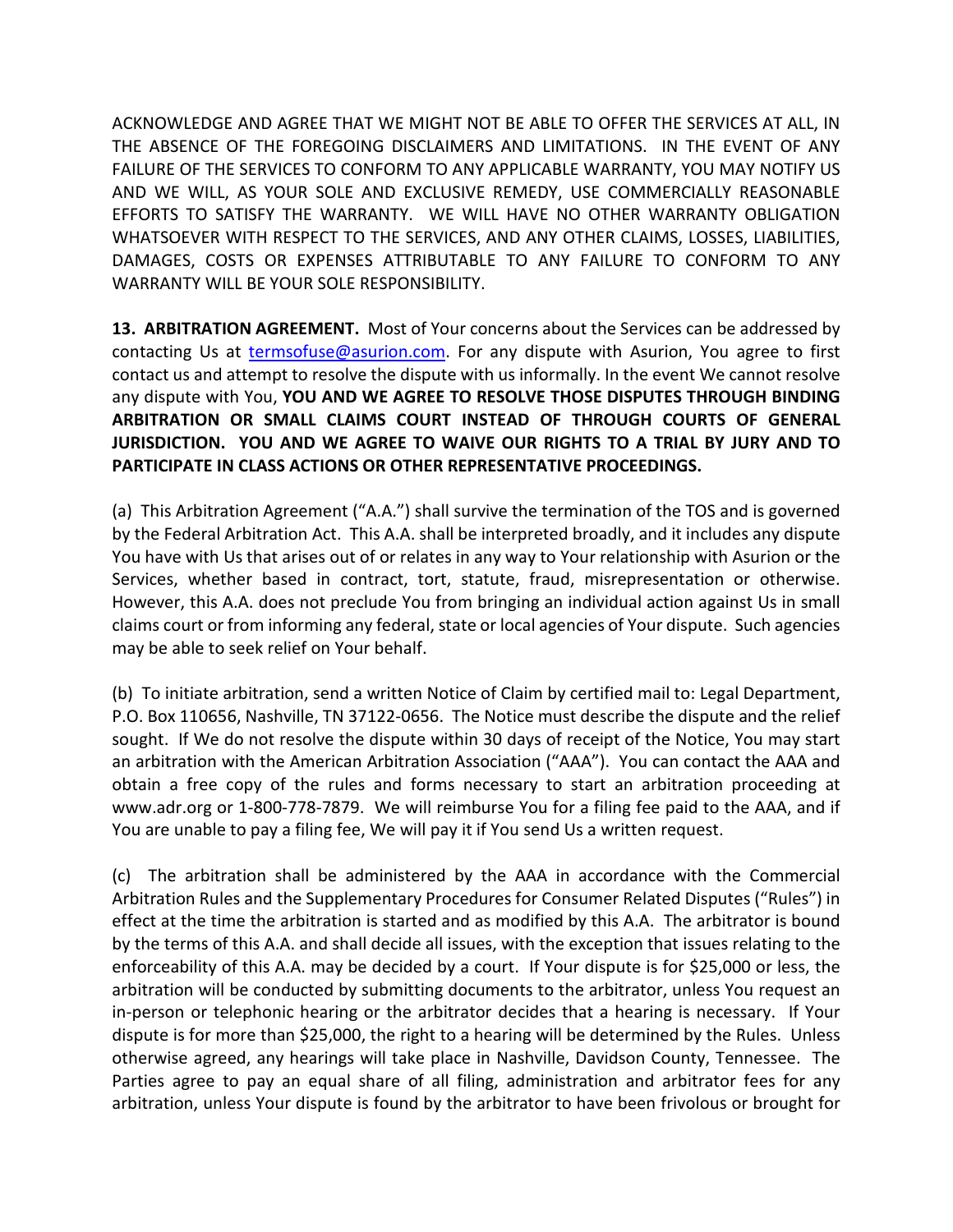ACKNOWLEDGE AND AGREE THAT WE MIGHT NOT BE ABLE TO OFFER THE SERVICES AT ALL, IN THE ABSENCE OF THE FOREGOING DISCLAIMERS AND LIMITATIONS. IN THE EVENT OF ANY FAILURE OF THE SERVICES TO CONFORM TO ANY APPLICABLE WARRANTY, YOU MAY NOTIFY US AND WE WILL, AS YOUR SOLE AND EXCLUSIVE REMEDY, USE COMMERCIALLY REASONABLE EFFORTS TO SATISFY THE WARRANTY. WE WILL HAVE NO OTHER WARRANTY OBLIGATION WHATSOEVER WITH RESPECT TO THE SERVICES, AND ANY OTHER CLAIMS, LOSSES, LIABILITIES, DAMAGES, COSTS OR EXPENSES ATTRIBUTABLE TO ANY FAILURE TO CONFORM TO ANY WARRANTY WILL BE YOUR SOLE RESPONSIBILITY.

**13. ARBITRATION AGREEMENT.** Most of Your concerns about the Services can be addressed by contacting Us at termsofuse@asurion.com. For any dispute with Asurion, You agree to first contact us and attempt to resolve the dispute with us informally. In the event We cannot resolve any dispute with You, **YOU AND WE AGREE TO RESOLVE THOSE DISPUTES THROUGH BINDING ARBITRATION OR SMALL CLAIMS COURT INSTEAD OF THROUGH COURTS OF GENERAL JURISDICTION. YOU AND WE AGREE TO WAIVE OUR RIGHTS TO A TRIAL BY JURY AND TO PARTICIPATE IN CLASS ACTIONS OR OTHER REPRESENTATIVE PROCEEDINGS.**

(a) This Arbitration Agreement ("A.A.") shall survive the termination of the TOS and is governed by the Federal Arbitration Act. This A.A. shall be interpreted broadly, and it includes any dispute You have with Us that arises out of or relates in any way to Your relationship with Asurion or the Services, whether based in contract, tort, statute, fraud, misrepresentation or otherwise. However, this A.A. does not preclude You from bringing an individual action against Us in small claims court or from informing any federal, state or local agencies of Your dispute. Such agencies may be able to seek relief on Your behalf.

(b) To initiate arbitration, send a written Notice of Claim by certified mail to: Legal Department, P.O. Box 110656, Nashville, TN 37122-0656. The Notice must describe the dispute and the relief sought. If We do not resolve the dispute within 30 days of receipt of the Notice, You may start an arbitration with the American Arbitration Association ("AAA"). You can contact the AAA and obtain a free copy of the rules and forms necessary to start an arbitration proceeding at www.adr.org or 1-800-778-7879. We will reimburse You for a filing fee paid to the AAA, and if You are unable to pay a filing fee, We will pay it if You send Us a written request.

(c) The arbitration shall be administered by the AAA in accordance with the Commercial Arbitration Rules and the Supplementary Procedures for Consumer Related Disputes ("Rules") in effect at the time the arbitration is started and as modified by this A.A. The arbitrator is bound by the terms of this A.A. and shall decide all issues, with the exception that issues relating to the enforceability of this A.A. may be decided by a court. If Your dispute is for $25,000 or less, the arbitration will be conducted by submitting documents to the arbitrator, unless You request an in-person or telephonic hearing or the arbitrator decides that a hearing is necessary. If Your dispute is for more than $25,000, the right to a hearing will be determined by the Rules. Unless otherwise agreed, any hearings will take place in Nashville, Davidson County, Tennessee. The Parties agree to pay an equal share of all filing, administration and arbitrator fees for any arbitration, unless Your dispute is found by the arbitrator to have been frivolous or brought for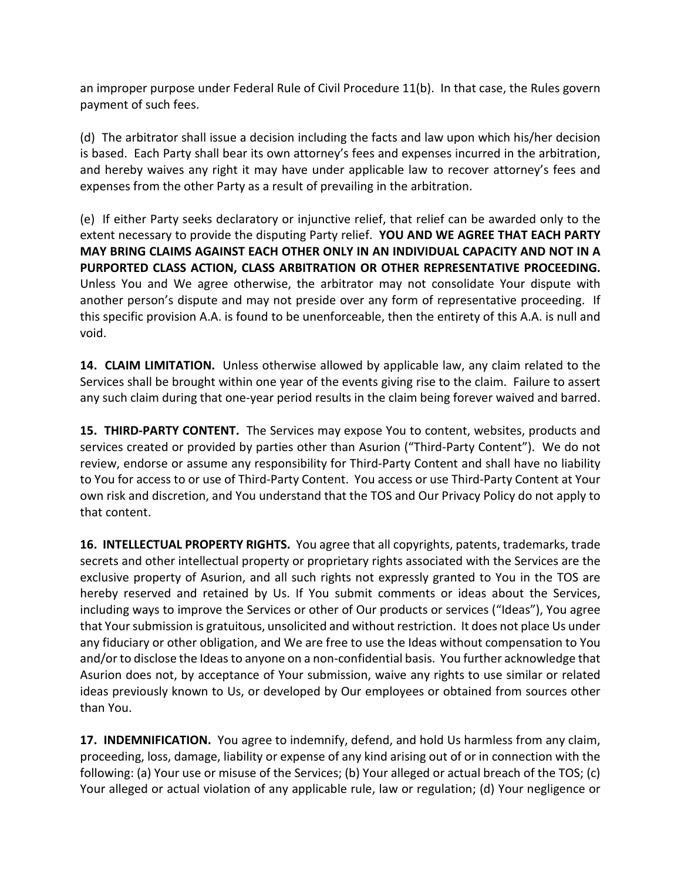an improper purpose under Federal Rule of Civil Procedure 11(b). In that case, the Rules govern payment of such fees.

(d) The arbitrator shall issue a decision including the facts and law upon which his/her decision is based. Each Party shall bear its own attorney's fees and expenses incurred in the arbitration, and hereby waives any right it may have under applicable law to recover attorney's fees and expenses from the other Party as a result of prevailing in the arbitration.

(e) If either Party seeks declaratory or injunctive relief, that relief can be awarded only to the extent necessary to provide the disputing Party relief. **YOU AND WE AGREE THAT EACH PARTY MAY BRING CLAIMS AGAINST EACH OTHER ONLY IN AN INDIVIDUAL CAPACITY AND NOT IN A PURPORTED CLASS ACTION, CLASS ARBITRATION OR OTHER REPRESENTATIVE PROCEEDING.** Unless You and We agree otherwise, the arbitrator may not consolidate Your dispute with another person's dispute and may not preside over any form of representative proceeding. If this specific provision A.A. is found to be unenforceable, then the entirety of this A.A. is null and void.

**14. CLAIM LIMITATION.** Unless otherwise allowed by applicable law, any claim related to the Services shall be brought within one year of the events giving rise to the claim. Failure to assert any such claim during that one-year period results in the claim being forever waived and barred.

**15. THIRD-PARTY CONTENT.** The Services may expose You to content, websites, products and services created or provided by parties other than Asurion ("Third-Party Content"). We do not review, endorse or assume any responsibility for Third-Party Content and shall have no liability to You for access to or use of Third-Party Content. You access or use Third-Party Content at Your own risk and discretion, and You understand that the TOS and Our Privacy Policy do not apply to that content.

**16. INTELLECTUAL PROPERTY RIGHTS.** You agree that all copyrights, patents, trademarks, trade secrets and other intellectual property or proprietary rights associated with the Services are the exclusive property of Asurion, and all such rights not expressly granted to You in the TOS are hereby reserved and retained by Us. If You submit comments or ideas about the Services, including ways to improve the Services or other of Our products or services ("Ideas"), You agree that Your submission is gratuitous, unsolicited and without restriction. It does not place Us under any fiduciary or other obligation, and We are free to use the Ideas without compensation to You and/or to disclose the Ideas to anyone on a non-confidential basis. You further acknowledge that Asurion does not, by acceptance of Your submission, waive any rights to use similar or related ideas previously known to Us, or developed by Our employees or obtained from sources other than You.

**17. INDEMNIFICATION.** You agree to indemnify, defend, and hold Us harmless from any claim, proceeding, loss, damage, liability or expense of any kind arising out of or in connection with the following: (a) Your use or misuse of the Services; (b) Your alleged or actual breach of the TOS; (c) Your alleged or actual violation of any applicable rule, law or regulation; (d) Your negligence or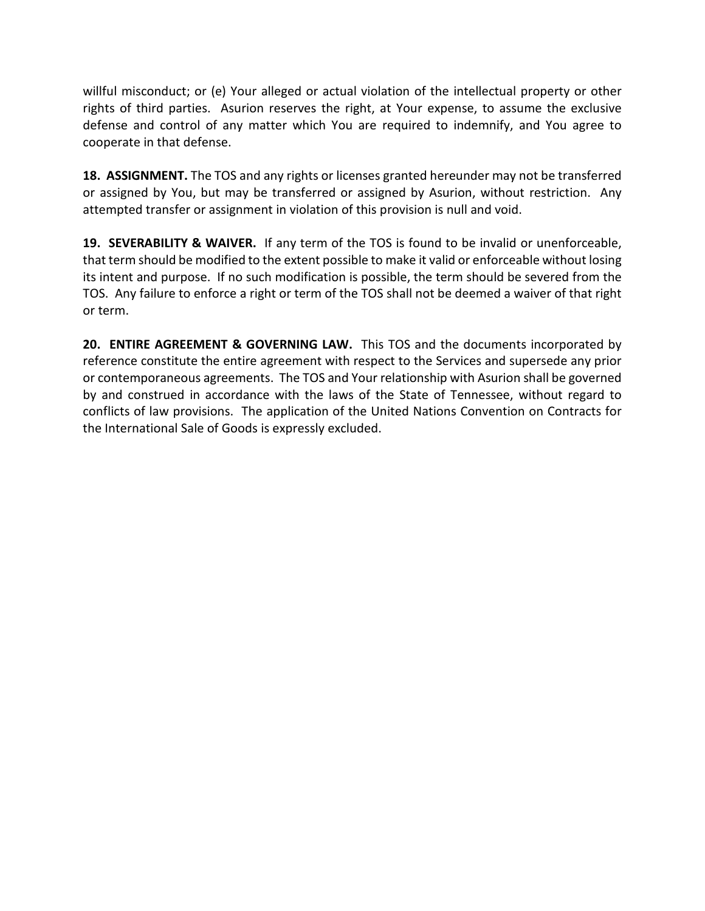willful misconduct; or (e) Your alleged or actual violation of the intellectual property or other rights of third parties. Asurion reserves the right, at Your expense, to assume the exclusive defense and control of any matter which You are required to indemnify, and You agree to cooperate in that defense.

**18. ASSIGNMENT.** The TOS and any rights or licenses granted hereunder may not be transferred or assigned by You, but may be transferred or assigned by Asurion, without restriction. Any attempted transfer or assignment in violation of this provision is null and void.

**19. SEVERABILITY & WAIVER.** If any term of the TOS is found to be invalid or unenforceable, that term should be modified to the extent possible to make it valid or enforceable without losing its intent and purpose. If no such modification is possible, the term should be severed from the TOS. Any failure to enforce a right or term of the TOS shall not be deemed a waiver of that right or term.

**20. ENTIRE AGREEMENT & GOVERNING LAW.** This TOS and the documents incorporated by reference constitute the entire agreement with respect to the Services and supersede any prior or contemporaneous agreements. The TOS and Your relationship with Asurion shall be governed by and construed in accordance with the laws of the State of Tennessee, without regard to conflicts of law provisions. The application of the United Nations Convention on Contracts for the International Sale of Goods is expressly excluded.